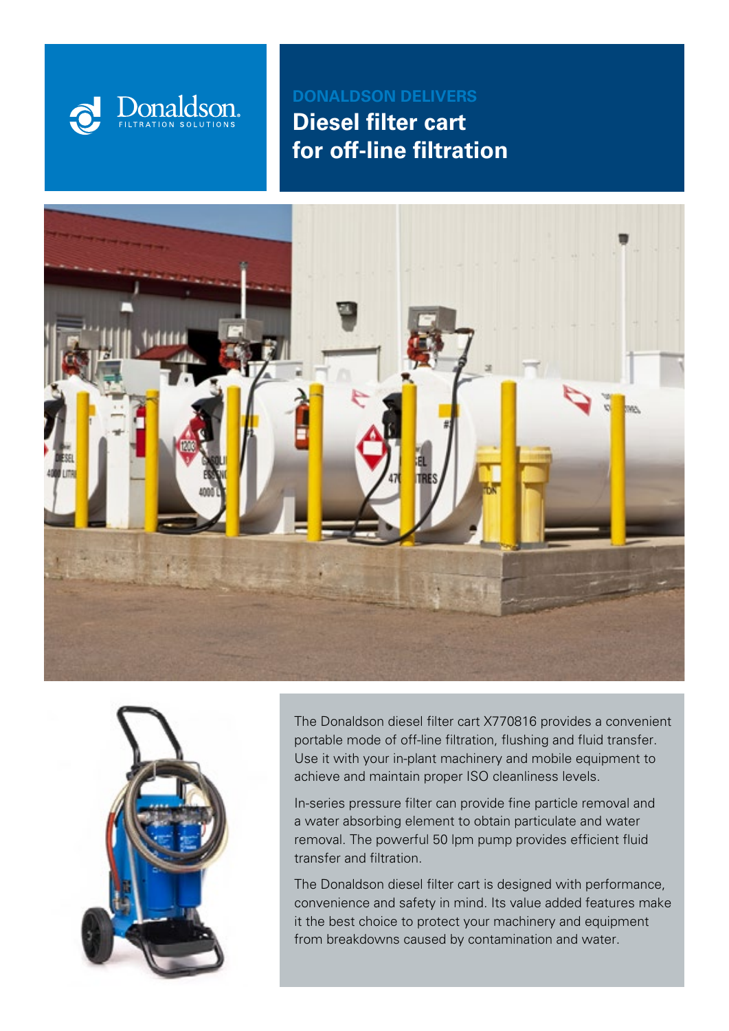Donaldson.
FILTRATION SOLUTIONS

DONALDSON DELIVERS

# Diesel filter cart for off-line filtration

The Donaldson diesel filter cart X770816 provides a convenient portable mode of off-line filtration, flushing and fluid transfer. Use it with your in-plant machinery and mobile equipment to achieve and maintain proper ISO cleanliness levels.

In-series pressure filter can provide fine particle removal and a water absorbing element to obtain particulate and water removal. The powerful 50 lpm pump provides efficient fluid transfer and filtration.

The Donaldson diesel filter cart is designed with performance, convenience and safety in mind. Its value added features make it the best choice to protect your machinery and equipment from breakdowns caused by contamination and water.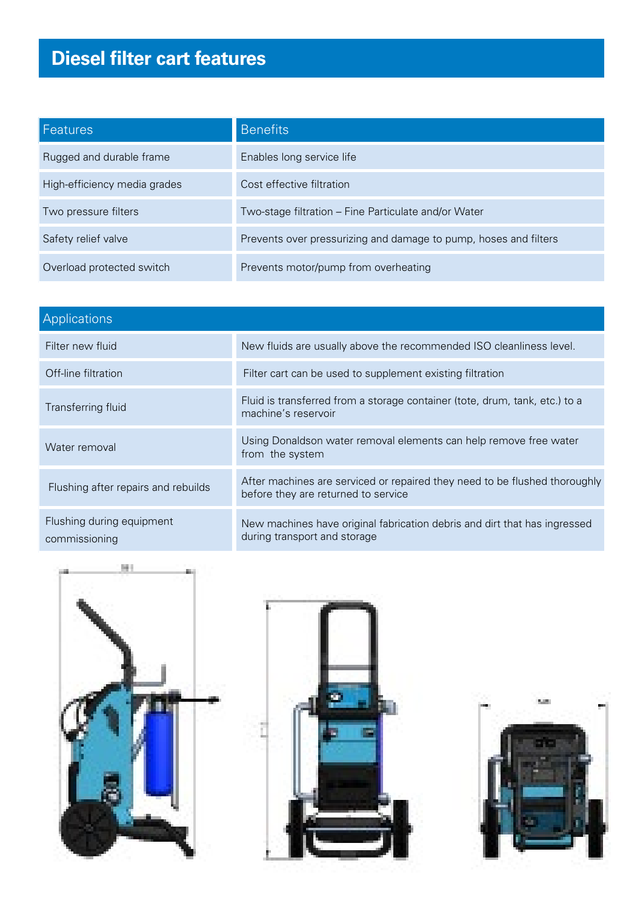# Diesel filter cart features

| Features | Benefits |
| --- | --- |
| Rugged and durable frame | Enables long service life |
| High-efficiency media grades | Cost effective filtration |
| Two pressure filters | Two-stage filtration – Fine Particulate and/or Water |
| Safety relief valve | Prevents over pressurizing and damage to pump, hoses and filters |
| Overload protected switch | Prevents motor/pump from overheating |

| Applications | |
| --- | --- |
| Filter new fluid | New fluids are usually above the recommended ISO cleanliness level. |
| Off-line filtration | Filter cart can be used to supplement existing filtration |
| Transferring fluid | Fluid is transferred from a storage container (tote, drum, tank, etc.) to a machine's reservoir |
| Water removal | Using Donaldson water removal elements can help remove free water from the system |
| Flushing after repairs and rebuilds | After machines are serviced or repaired they need to be flushed thoroughly before they are returned to service |
| Flushing during equipment commissioning | New machines have original fabrication debris and dirt that has ingressed during transport and storage |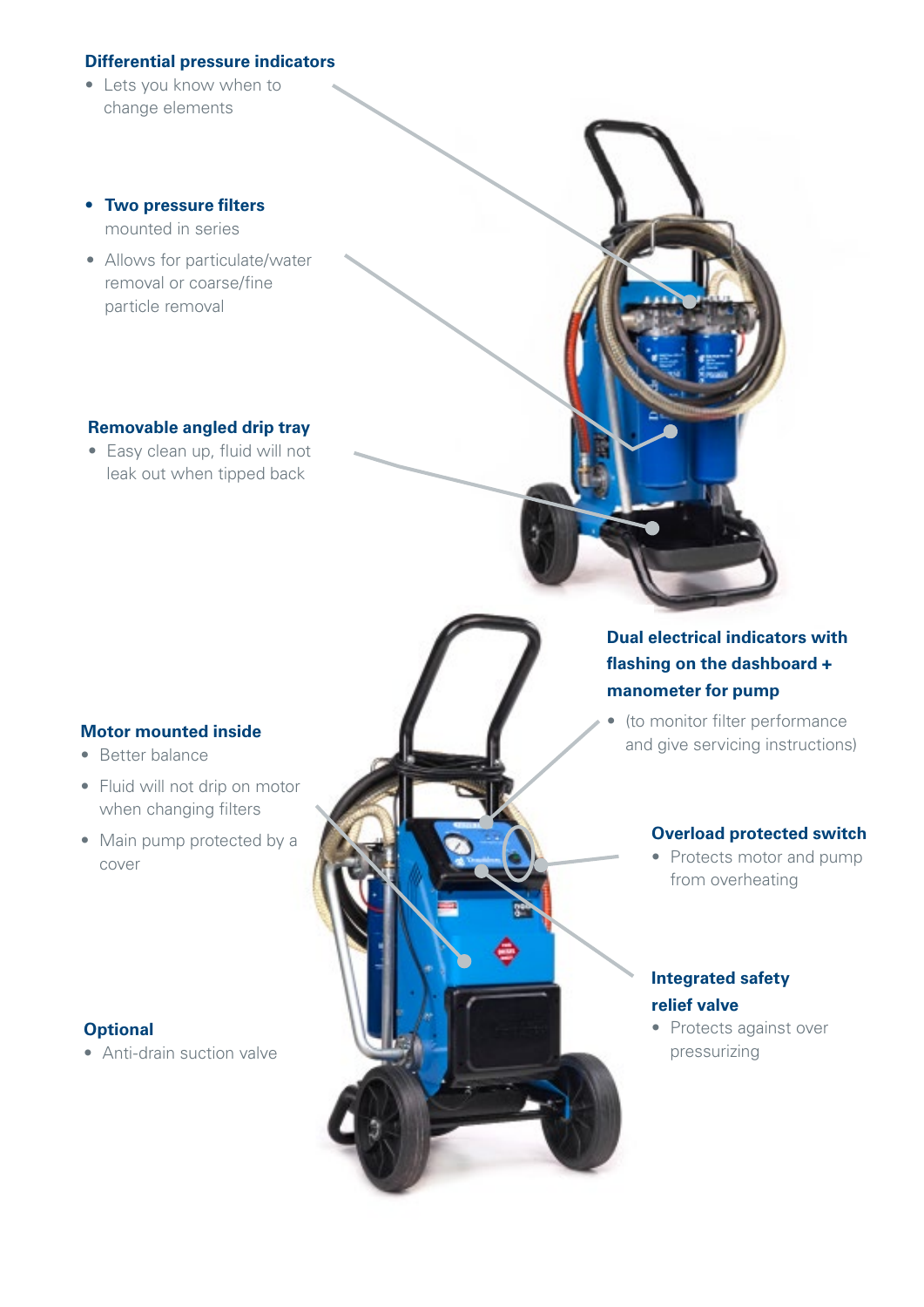**Differential pressure indicators**

- Lets you know when to change elements

- **Two pressure filters** mounted in series
- Allows for particulate/water removal or coarse/fine particle removal

**Removable angled drip tray**

- Easy clean up, fluid will not leak out when tipped back

**Dual electrical indicators with flashing on the dashboard + manometer for pump**

- (to monitor filter performance and give servicing instructions)

**Motor mounted inside**

- Better balance
- Fluid will not drip on motor when changing filters
- Main pump protected by a cover

**Overload protected switch**

- Protects motor and pump from overheating

**Integrated safety relief valve**

- Protects against over pressurizing

**Optional**

- Anti-drain suction valve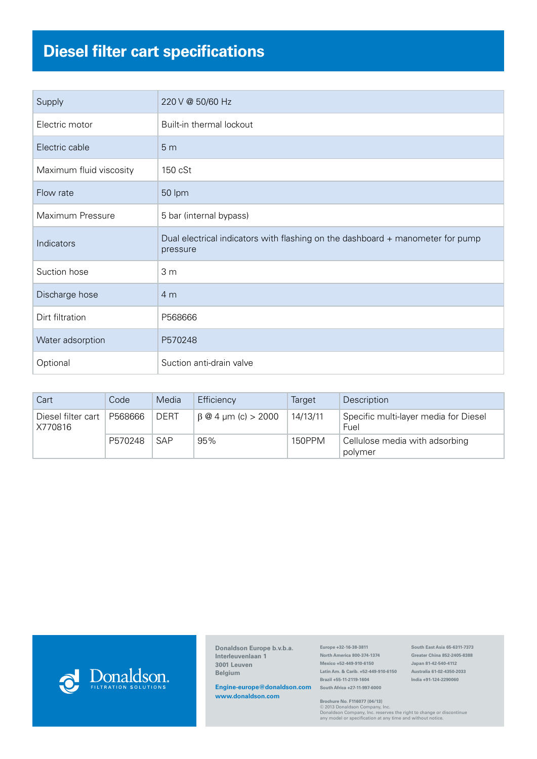# Diesel filter cart specifications

| | |
|---|---|
| Supply | 220 V @ 50/60 Hz |
| Electric motor | Built-in thermal lockout |
| Electric cable | 5 m |
| Maximum fluid viscosity | 150 cSt |
| Flow rate | 50 lpm |
| Maximum Pressure | 5 bar (internal bypass) |
| Indicators | Dual electrical indicators with flashing on the dashboard + manometer for pump pressure |
| Suction hose | 3 m |
| Discharge hose | 4 m |
| Dirt filtration | P568666 |
| Water adsorption | P570248 |
| Optional | Suction anti-drain valve |

| Cart | Code | Media | Efficiency | Target | Description |
|---|---|---|---|---|---|
| Diesel filter cart X770816 | P568666 | DERT | β @ 4 µm (c) > 2000 | 14/13/11 | Specific multi-layer media for Diesel Fuel |
| | P570248 | SAP | 95% | 150PPM | Cellulose media with adsorbing polymer |

Donaldson. FILTRATION SOLUTIONS

**Donaldson Europe b.v.b.a.**
**Interleuvenlaan 1**
**3001 Leuven**
**Belgium**

**Engine-europe@donaldson.com**
**www.donaldson.com**

Europe +32-16-38-3811
North America 800-374-1374
Mexico +52-449-910-6150
Latin Am. & Carib. +52-449-910-6150
Brazil +55-11-2119-1604
South Africa +27-11-997-6000

South East Asia 65-6311-7373
Greater China 852-2405-8388
Japan 81-42-540-4112
Australia 61-02-4350-2033
India +91-124-2290060

Brochure No. F116077 (04/13)
© 2013 Donaldson Company, Inc.
Donaldson Company, Inc. reserves the right to change or discontinue any model or specification at any time and without notice.